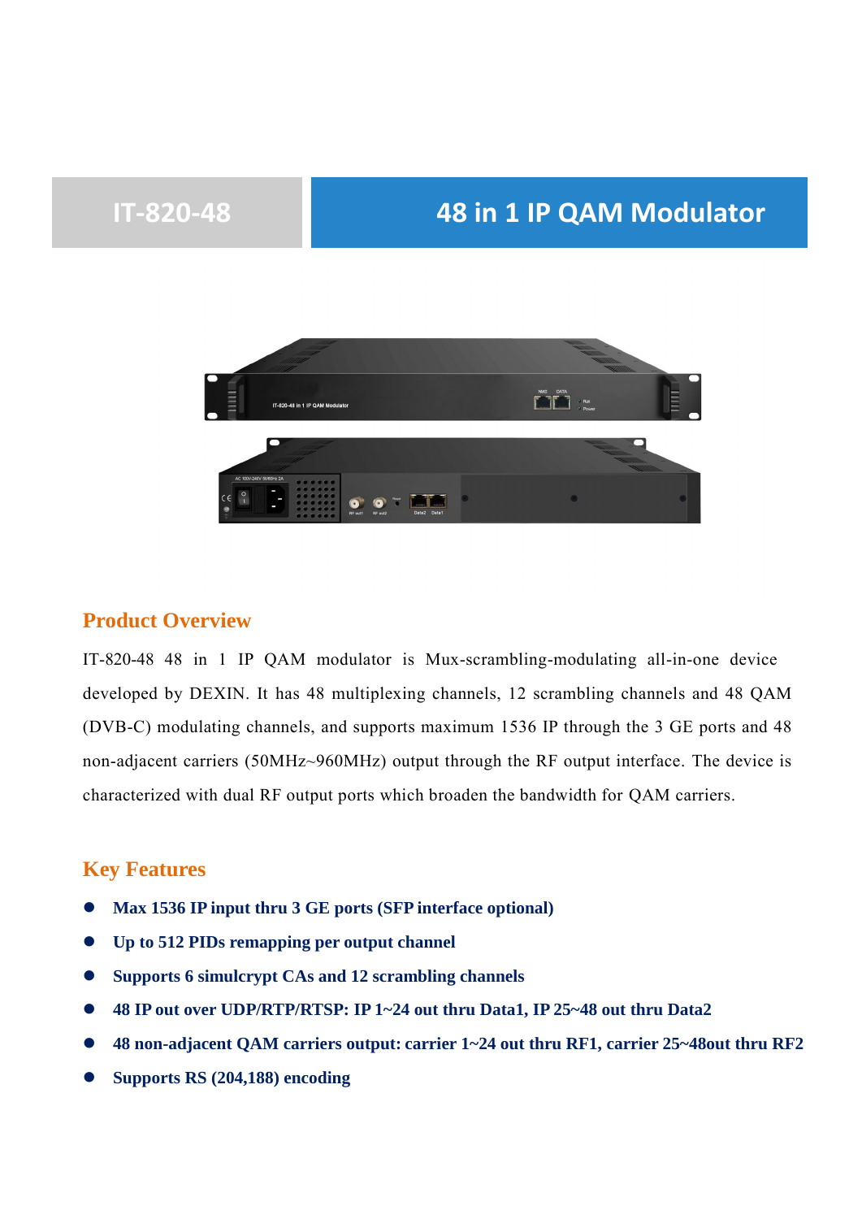# IT-820-48 — 48 in 1 IP QAM Modulator

## Product Overview

IT-820-48 48 in 1 IP QAM modulator is Mux-scrambling-modulating all-in-one device developed by DEXIN. It has 48 multiplexing channels, 12 scrambling channels and 48 QAM (DVB-C) modulating channels, and supports maximum 1536 IP through the 3 GE ports and 48 non-adjacent carriers (50MHz~960MHz) output through the RF output interface. The device is characterized with dual RF output ports which broaden the bandwidth for QAM carriers.

## Key Features

- **Max 1536 IP input thru 3 GE ports (SFP interface optional)**
- **Up to 512 PIDs remapping per output channel**
- **Supports 6 simulcrypt CAs and 12 scrambling channels**
- **48 IP out over UDP/RTP/RTSP: IP 1~24 out thru Data1, IP 25~48 out thru Data2**
- **48 non-adjacent QAM carriers output: carrier 1~24 out thru RF1, carrier 25~48out thru RF2**
- **Supports RS (204,188) encoding**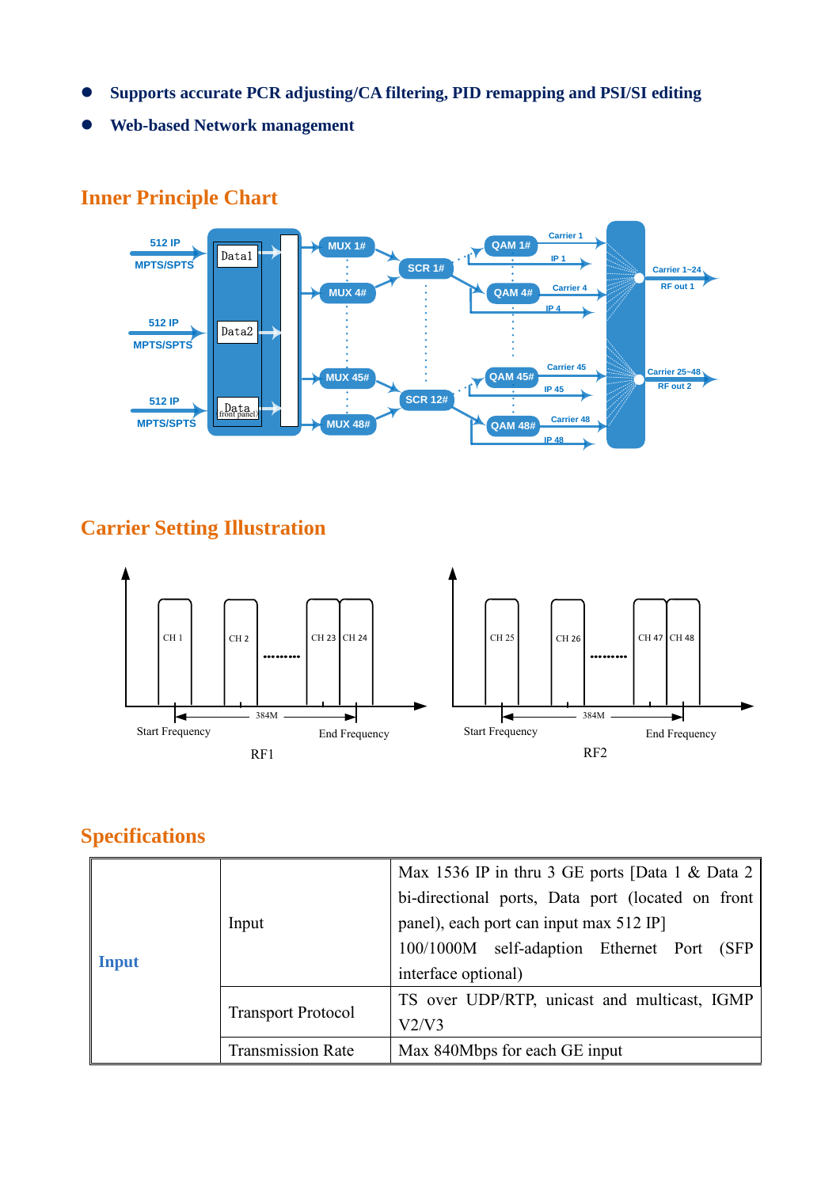- **Supports accurate PCR adjusting/CA filtering, PID remapping and PSI/SI editing**
- **Web-based Network management**

## Inner Principle Chart

## Carrier Setting Illustration

## Specifications

| | | |
|---|---|---|
| **Input** | Input | Max 1536 IP in thru 3 GE ports [Data 1 & Data 2 bi-directional ports, Data port (located on front panel), each port can input max 512 IP]<br>100/1000M self-adaption Ethernet Port (SFP interface optional) |
| | Transport Protocol | TS over UDP/RTP, unicast and multicast, IGMP V2/V3 |
| | Transmission Rate | Max 840Mbps for each GE input |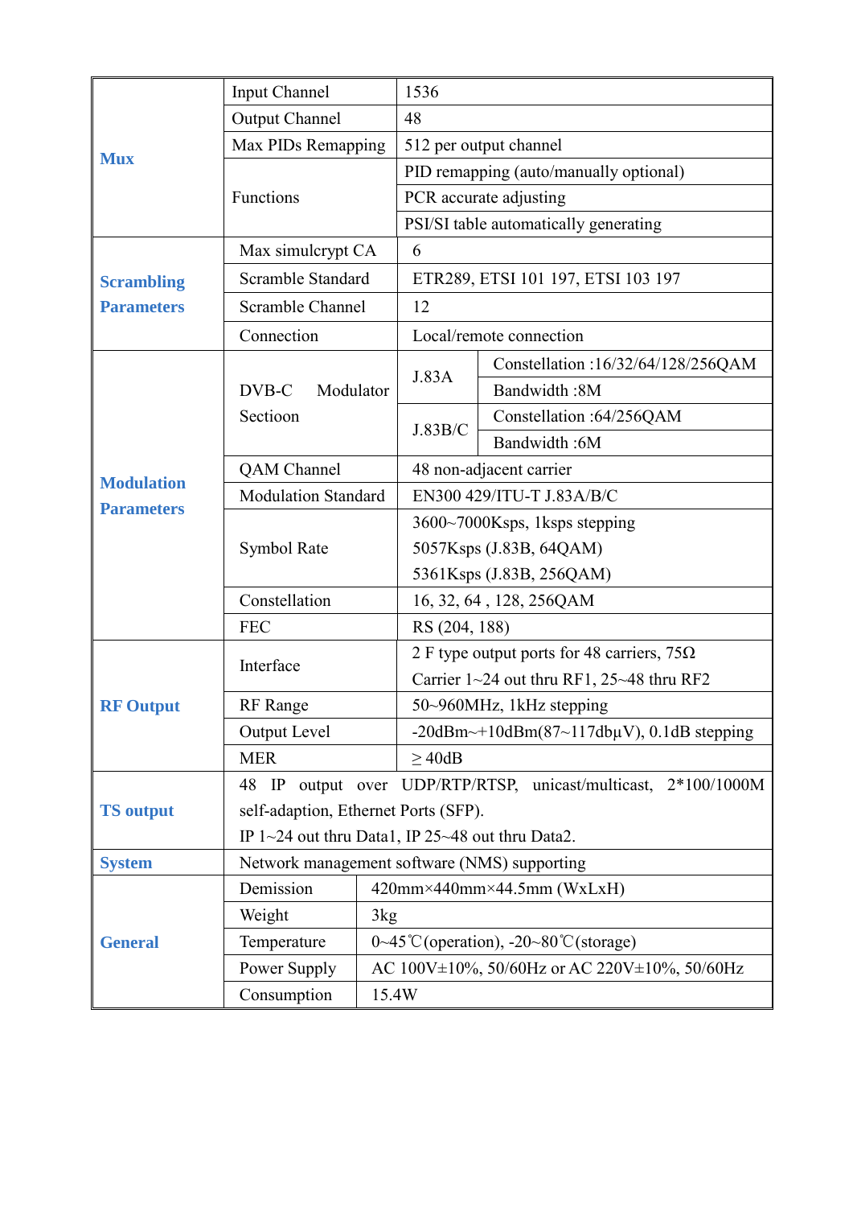| | | | |
|---|---|---|---|
| **Mux** | Input Channel | 1536 | |
| | Output Channel | 48 | |
| | Max PIDs Remapping | 512 per output channel | |
| | Functions | PID remapping (auto/manually optional) | |
| | | PCR accurate adjusting | |
| | | PSI/SI table automatically generating | |
| **Scrambling Parameters** | Max simulcrypt CA | 6 | |
| | Scramble Standard | ETR289, ETSI 101 197, ETSI 103 197 | |
| | Scramble Channel | 12 | |
| | Connection | Local/remote connection | |
| **Modulation Parameters** | DVB-C Modulator Sectioon | J.83A | Constellation :16/32/64/128/256QAM |
| | | | Bandwidth :8M |
| | | J.83B/C | Constellation :64/256QAM |
| | | | Bandwidth :6M |
| | QAM Channel | 48 non-adjacent carrier | |
| | Modulation Standard | EN300 429/ITU-T J.83A/B/C | |
| | Symbol Rate | 3600~7000Ksps, 1ksps stepping<br>5057Ksps (J.83B, 64QAM)<br>5361Ksps (J.83B, 256QAM) | |
| | Constellation | 16, 32, 64 , 128, 256QAM | |
| | FEC | RS (204, 188) | |
| **RF Output** | Interface | 2 F type output ports for 48 carriers, 75Ω<br>Carrier 1~24 out thru RF1, 25~48 thru RF2 | |
| | RF Range | 50~960MHz, 1kHz stepping | |
| | Output Level | -20dBm~+10dBm(87~117dbμV), 0.1dB stepping | |
| | MER | ≥ 40dB | |
| **TS output** | 48 IP output over UDP/RTP/RTSP, unicast/multicast, 2*100/1000M self-adaption, Ethernet Ports (SFP).<br>IP 1~24 out thru Data1, IP 25~48 out thru Data2. | | |
| **System** | Network management software (NMS) supporting | | |
| **General** | Demission | 420mm×440mm×44.5mm (WxLxH) | |
| | Weight | 3kg | |
| | Temperature | 0~45℃(operation), -20~80℃(storage) | |
| | Power Supply | AC 100V±10%, 50/60Hz or AC 220V±10%, 50/60Hz | |
| | Consumption | 15.4W | |